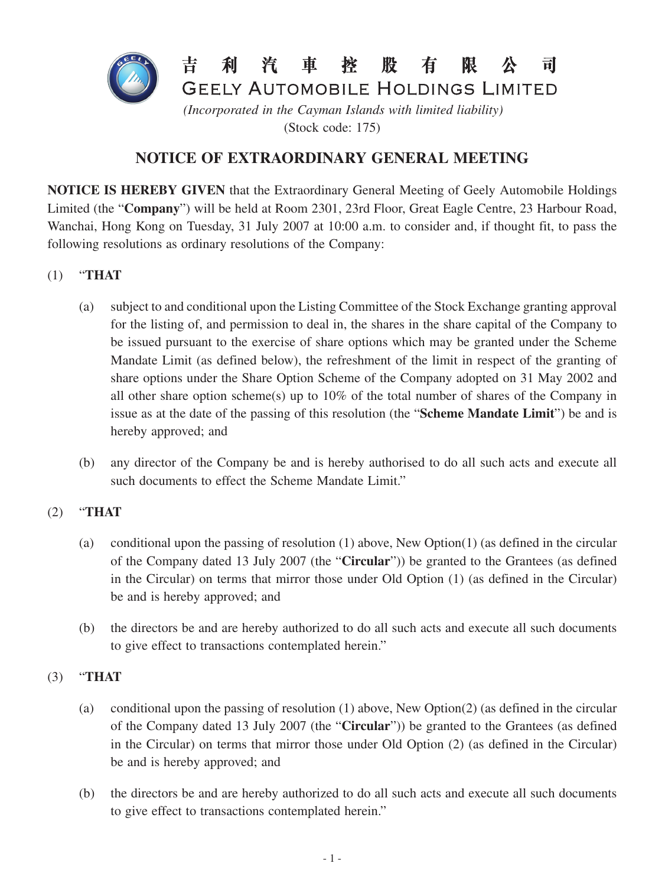# 吉 利 汽 車 控 股 有 限 公 司
# GEELY AUTOMOBILE HOLDINGS LIMITED

*(Incorporated in the Cayman Islands with limited liability)*
(Stock code: 175)

## NOTICE OF EXTRAORDINARY GENERAL MEETING

**NOTICE IS HEREBY GIVEN** that the Extraordinary General Meeting of Geely Automobile Holdings Limited (the "**Company**") will be held at Room 2301, 23rd Floor, Great Eagle Centre, 23 Harbour Road, Wanchai, Hong Kong on Tuesday, 31 July 2007 at 10:00 a.m. to consider and, if thought fit, to pass the following resolutions as ordinary resolutions of the Company:

(1) "**THAT**

(a) subject to and conditional upon the Listing Committee of the Stock Exchange granting approval for the listing of, and permission to deal in, the shares in the share capital of the Company to be issued pursuant to the exercise of share options which may be granted under the Scheme Mandate Limit (as defined below), the refreshment of the limit in respect of the granting of share options under the Share Option Scheme of the Company adopted on 31 May 2002 and all other share option scheme(s) up to 10% of the total number of shares of the Company in issue as at the date of the passing of this resolution (the "**Scheme Mandate Limit**") be and is hereby approved; and

(b) any director of the Company be and is hereby authorised to do all such acts and execute all such documents to effect the Scheme Mandate Limit."

(2) "**THAT**

(a) conditional upon the passing of resolution (1) above, New Option(1) (as defined in the circular of the Company dated 13 July 2007 (the "**Circular**")) be granted to the Grantees (as defined in the Circular) on terms that mirror those under Old Option (1) (as defined in the Circular) be and is hereby approved; and

(b) the directors be and are hereby authorized to do all such acts and execute all such documents to give effect to transactions contemplated herein."

(3) "**THAT**

(a) conditional upon the passing of resolution (1) above, New Option(2) (as defined in the circular of the Company dated 13 July 2007 (the "**Circular**")) be granted to the Grantees (as defined in the Circular) on terms that mirror those under Old Option (2) (as defined in the Circular) be and is hereby approved; and

(b) the directors be and are hereby authorized to do all such acts and execute all such documents to give effect to transactions contemplated herein."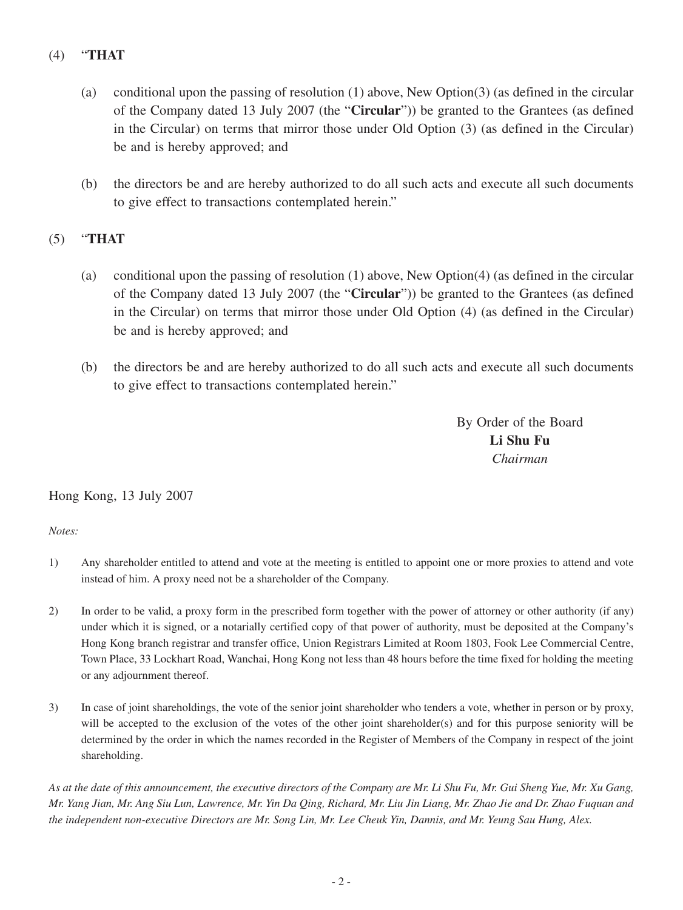(4) "**THAT**

(a) conditional upon the passing of resolution (1) above, New Option(3) (as defined in the circular of the Company dated 13 July 2007 (the "**Circular**")) be granted to the Grantees (as defined in the Circular) on terms that mirror those under Old Option (3) (as defined in the Circular) be and is hereby approved; and

(b) the directors be and are hereby authorized to do all such acts and execute all such documents to give effect to transactions contemplated herein."

(5) "**THAT**

(a) conditional upon the passing of resolution (1) above, New Option(4) (as defined in the circular of the Company dated 13 July 2007 (the "**Circular**")) be granted to the Grantees (as defined in the Circular) on terms that mirror those under Old Option (4) (as defined in the Circular) be and is hereby approved; and

(b) the directors be and are hereby authorized to do all such acts and execute all such documents to give effect to transactions contemplated herein."

By Order of the Board
**Li Shu Fu**
*Chairman*

Hong Kong, 13 July 2007

*Notes:*

1) Any shareholder entitled to attend and vote at the meeting is entitled to appoint one or more proxies to attend and vote instead of him. A proxy need not be a shareholder of the Company.

2) In order to be valid, a proxy form in the prescribed form together with the power of attorney or other authority (if any) under which it is signed, or a notarially certified copy of that power of authority, must be deposited at the Company's Hong Kong branch registrar and transfer office, Union Registrars Limited at Room 1803, Fook Lee Commercial Centre, Town Place, 33 Lockhart Road, Wanchai, Hong Kong not less than 48 hours before the time fixed for holding the meeting or any adjournment thereof.

3) In case of joint shareholdings, the vote of the senior joint shareholder who tenders a vote, whether in person or by proxy, will be accepted to the exclusion of the votes of the other joint shareholder(s) and for this purpose seniority will be determined by the order in which the names recorded in the Register of Members of the Company in respect of the joint shareholding.

*As at the date of this announcement, the executive directors of the Company are Mr. Li Shu Fu, Mr. Gui Sheng Yue, Mr. Xu Gang, Mr. Yang Jian, Mr. Ang Siu Lun, Lawrence, Mr. Yin Da Qing, Richard, Mr. Liu Jin Liang, Mr. Zhao Jie and Dr. Zhao Fuquan and the independent non-executive Directors are Mr. Song Lin, Mr. Lee Cheuk Yin, Dannis, and Mr. Yeung Sau Hung, Alex.*